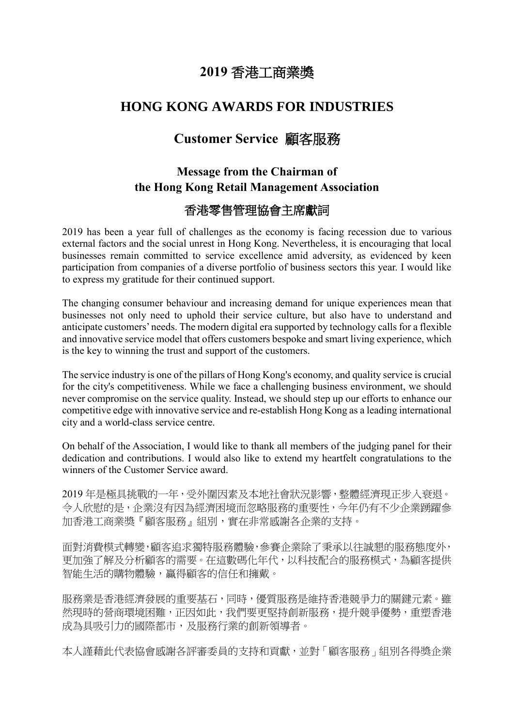# 2019 香港工商業獎

# HONG KONG AWARDS FOR INDUSTRIES

## Customer Service 顧客服務

### Message from the Chairman of the Hong Kong Retail Management Association

### 香港零售管理協會主席獻詞

2019 has been a year full of challenges as the economy is facing recession due to various external factors and the social unrest in Hong Kong. Nevertheless, it is encouraging that local businesses remain committed to service excellence amid adversity, as evidenced by keen participation from companies of a diverse portfolio of business sectors this year. I would like to express my gratitude for their continued support.

The changing consumer behaviour and increasing demand for unique experiences mean that businesses not only need to uphold their service culture, but also have to understand and anticipate customers' needs. The modern digital era supported by technology calls for a flexible and innovative service model that offers customers bespoke and smart living experience, which is the key to winning the trust and support of the customers.

The service industry is one of the pillars of Hong Kong's economy, and quality service is crucial for the city's competitiveness. While we face a challenging business environment, we should never compromise on the service quality. Instead, we should step up our efforts to enhance our competitive edge with innovative service and re-establish Hong Kong as a leading international city and a world-class service centre.

On behalf of the Association, I would like to thank all members of the judging panel for their dedication and contributions. I would also like to extend my heartfelt congratulations to the winners of the Customer Service award.

2019 年是極具挑戰的一年，受外圍因素及本地社會狀況影響，整體經濟現正步入衰退。令人欣慰的是，企業沒有因為經濟困境而忽略服務的重要性，今年仍有不少企業踴躍參加香港工商業獎『顧客服務』組別，實在非常感謝各企業的支持。

面對消費模式轉變，顧客追求獨特服務體驗，參賽企業除了秉承以往誠懇的服務態度外，更加強了解及分析顧客的需要。在這數碼化年代，以科技配合的服務模式，為顧客提供智能生活的購物體驗，贏得顧客的信任和擁戴。

服務業是香港經濟發展的重要基石，同時，優質服務是維持香港競爭力的關鍵元素。雖然現時的營商環境困難，正因如此，我們要更堅持創新服務，提升競爭優勢，重塑香港成為具吸引力的國際都市，及服務行業的創新領導者。

本人謹藉此代表協會感謝各評審委員的支持和貢獻，並對「顧客服務」組別各得獎企業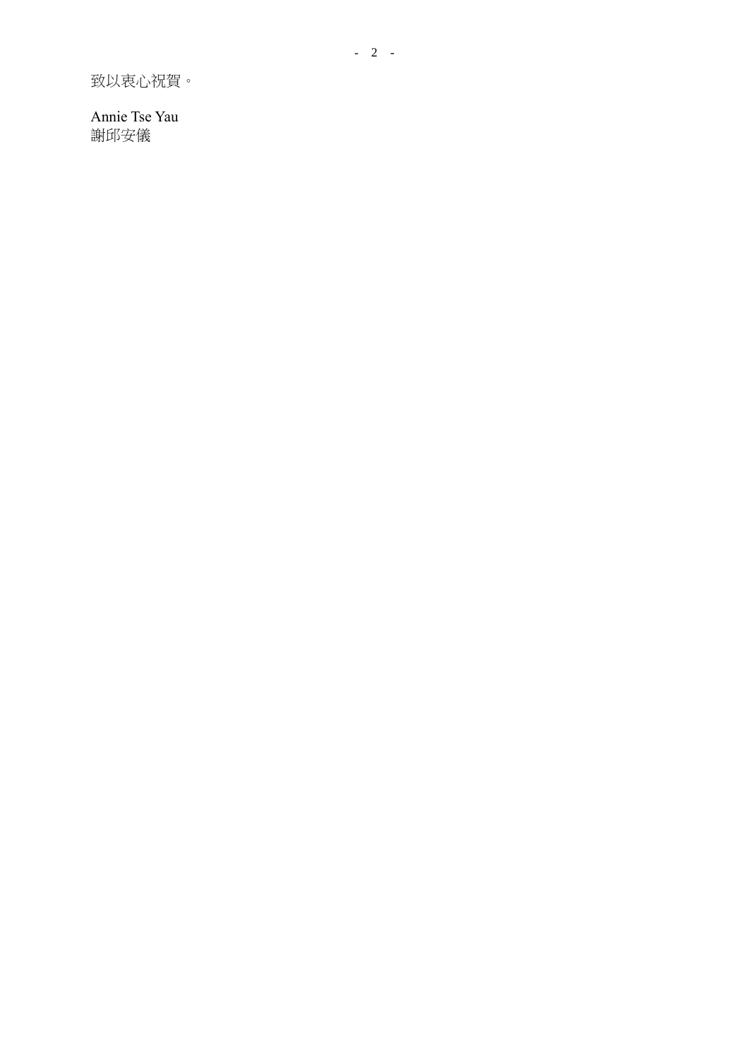致以衷心祝賀。

Annie Tse Yau
謝邱安儀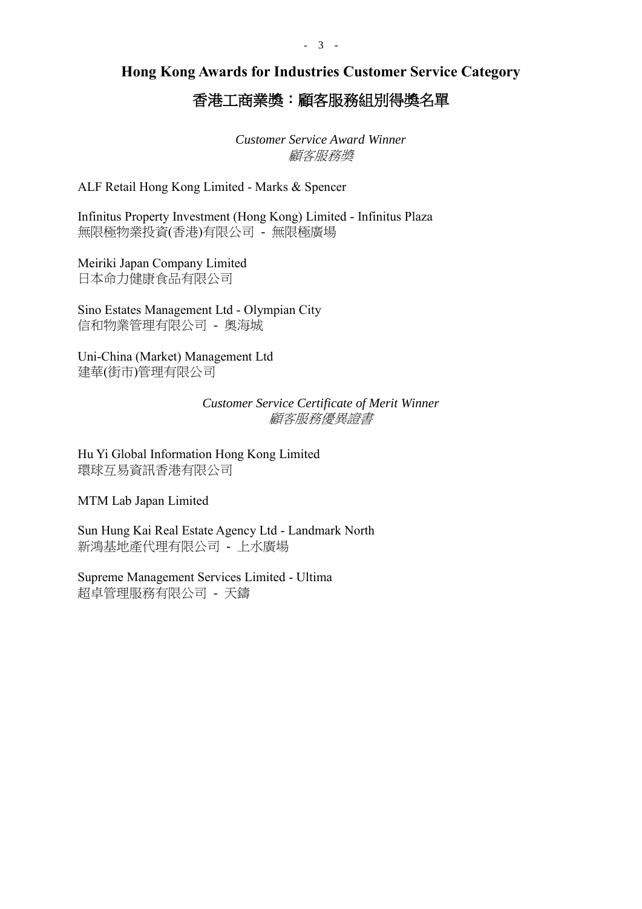## Hong Kong Awards for Industries Customer Service Category

## 香港工商業獎：顧客服務組別得獎名單

*Customer Service Award Winner*
*顧客服務獎*

ALF Retail Hong Kong Limited - Marks & Spencer

Infinitus Property Investment (Hong Kong) Limited - Infinitus Plaza
無限極物業投資(香港)有限公司 - 無限極廣場

Meiriki Japan Company Limited
日本命力健康食品有限公司

Sino Estates Management Ltd - Olympian City
信和物業管理有限公司 - 奧海城

Uni-China (Market) Management Ltd
建華(街市)管理有限公司

*Customer Service Certificate of Merit Winner*
*顧客服務優異證書*

Hu Yi Global Information Hong Kong Limited
環球互易資訊香港有限公司

MTM Lab Japan Limited

Sun Hung Kai Real Estate Agency Ltd - Landmark North
新鴻基地產代理有限公司 - 上水廣場

Supreme Management Services Limited - Ultima
超卓管理服務有限公司 - 天鑄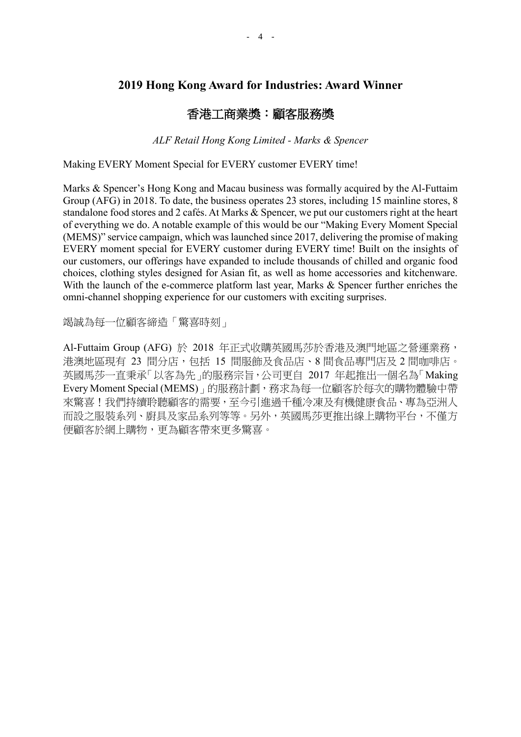## 2019 Hong Kong Award for Industries: Award Winner

## 香港工商業獎：顧客服務獎

*ALF Retail Hong Kong Limited - Marks & Spencer*

Making EVERY Moment Special for EVERY customer EVERY time!

Marks & Spencer's Hong Kong and Macau business was formally acquired by the Al-Futtaim Group (AFG) in 2018. To date, the business operates 23 stores, including 15 mainline stores, 8 standalone food stores and 2 cafés. At Marks & Spencer, we put our customers right at the heart of everything we do. A notable example of this would be our "Making Every Moment Special (MEMS)" service campaign, which was launched since 2017, delivering the promise of making EVERY moment special for EVERY customer during EVERY time! Built on the insights of our customers, our offerings have expanded to include thousands of chilled and organic food choices, clothing styles designed for Asian fit, as well as home accessories and kitchenware. With the launch of the e-commerce platform last year, Marks & Spencer further enriches the omni-channel shopping experience for our customers with exciting surprises.

竭誠為每一位顧客締造「驚喜時刻」

Al-Futtaim Group (AFG) 於 2018 年正式收購英國馬莎於香港及澳門地區之營運業務，港澳地區現有 23 間分店，包括 15 間服飾及食品店、8 間食品專門店及 2 間咖啡店。英國馬莎一直秉承「以客為先」的服務宗旨，公司更自 2017 年起推出一個名為「Making Every Moment Special (MEMS)」的服務計劃，務求為每一位顧客於每次的購物體驗中帶來驚喜！我們持續聆聽顧客的需要，至今引進過千種冷凍及有機健康食品、專為亞洲人而設之服裝系列、廚具及家品系列等等。另外，英國馬莎更推出線上購物平台，不僅方便顧客於網上購物，更為顧客帶來更多驚喜。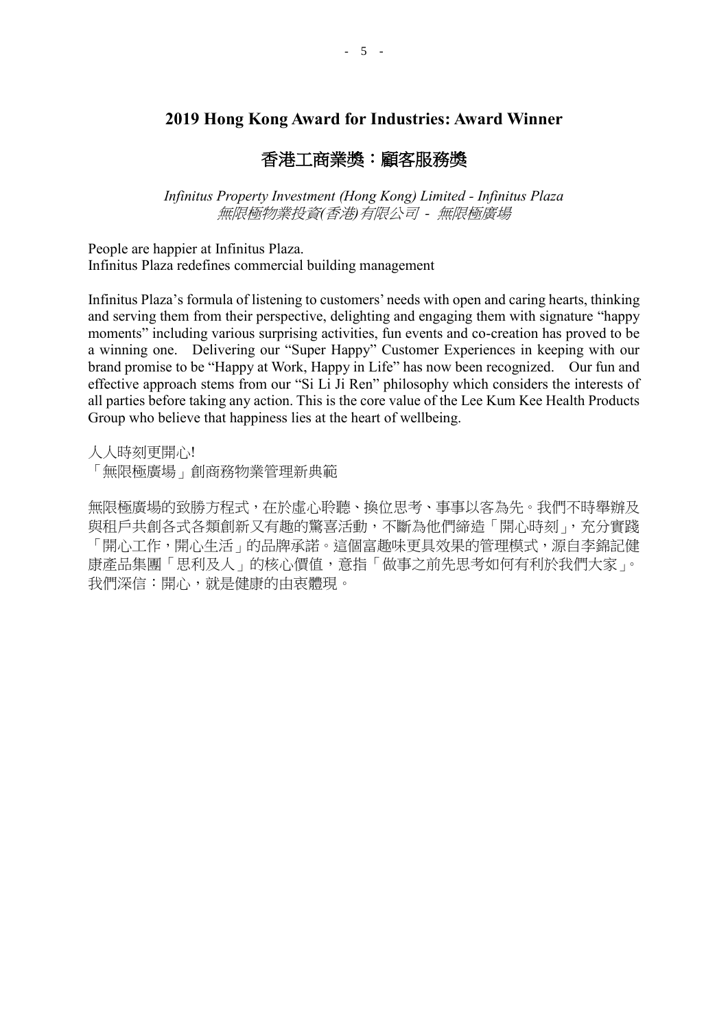## 2019 Hong Kong Award for Industries: Award Winner

## 香港工商業獎：顧客服務獎

*Infinitus Property Investment (Hong Kong) Limited - Infinitus Plaza*
*無限極物業投資(香港)有限公司 - 無限極廣場*

People are happier at Infinitus Plaza.
Infinitus Plaza redefines commercial building management

Infinitus Plaza's formula of listening to customers' needs with open and caring hearts, thinking and serving them from their perspective, delighting and engaging them with signature "happy moments" including various surprising activities, fun events and co-creation has proved to be a winning one. Delivering our "Super Happy" Customer Experiences in keeping with our brand promise to be "Happy at Work, Happy in Life" has now been recognized. Our fun and effective approach stems from our "Si Li Ji Ren" philosophy which considers the interests of all parties before taking any action. This is the core value of the Lee Kum Kee Health Products Group who believe that happiness lies at the heart of wellbeing.

人人時刻更開心!
「無限極廣場」創商務物業管理新典範

無限極廣場的致勝方程式，在於虛心聆聽、換位思考、事事以客為先。我們不時舉辦及與租戶共創各式各類創新又有趣的驚喜活動，不斷為他們締造「開心時刻」，充分實踐「開心工作，開心生活」的品牌承諾。這個富趣味更具效果的管理模式，源自李錦記健康產品集團「思利及人」的核心價值，意指「做事之前先思考如何有利於我們大家」。我們深信：開心，就是健康的由衷體現。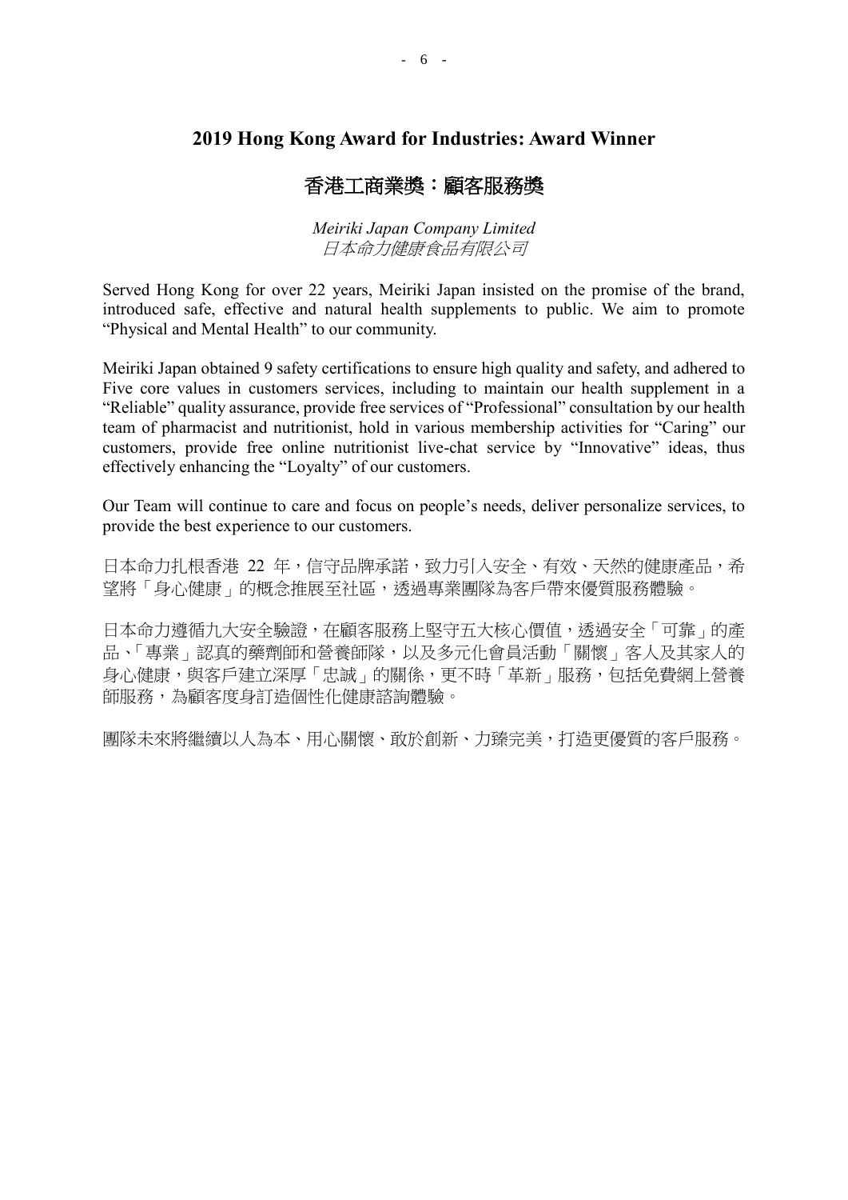## 2019 Hong Kong Award for Industries: Award Winner

## 香港工商業獎：顧客服務獎

*Meiriki Japan Company Limited*
*日本命力健康食品有限公司*

Served Hong Kong for over 22 years, Meiriki Japan insisted on the promise of the brand, introduced safe, effective and natural health supplements to public. We aim to promote "Physical and Mental Health" to our community.

Meiriki Japan obtained 9 safety certifications to ensure high quality and safety, and adhered to Five core values in customers services, including to maintain our health supplement in a "Reliable" quality assurance, provide free services of "Professional" consultation by our health team of pharmacist and nutritionist, hold in various membership activities for "Caring" our customers, provide free online nutritionist live-chat service by "Innovative" ideas, thus effectively enhancing the "Loyalty" of our customers.

Our Team will continue to care and focus on people's needs, deliver personalize services, to provide the best experience to our customers.

日本命力扎根香港 22 年，信守品牌承諾，致力引入安全、有效、天然的健康產品，希望將「身心健康」的概念推展至社區，透過專業團隊為客戶帶來優質服務體驗。

日本命力遵循九大安全驗證，在顧客服務上堅守五大核心價值，透過安全「可靠」的產品、「專業」認真的藥劑師和營養師隊，以及多元化會員活動「關懷」客人及其家人的身心健康，與客戶建立深厚「忠誠」的關係，更不時「革新」服務，包括免費網上營養師服務，為顧客度身訂造個性化健康諮詢體驗。

團隊未來將繼續以人為本、用心關懷、敢於創新、力臻完美，打造更優質的客戶服務。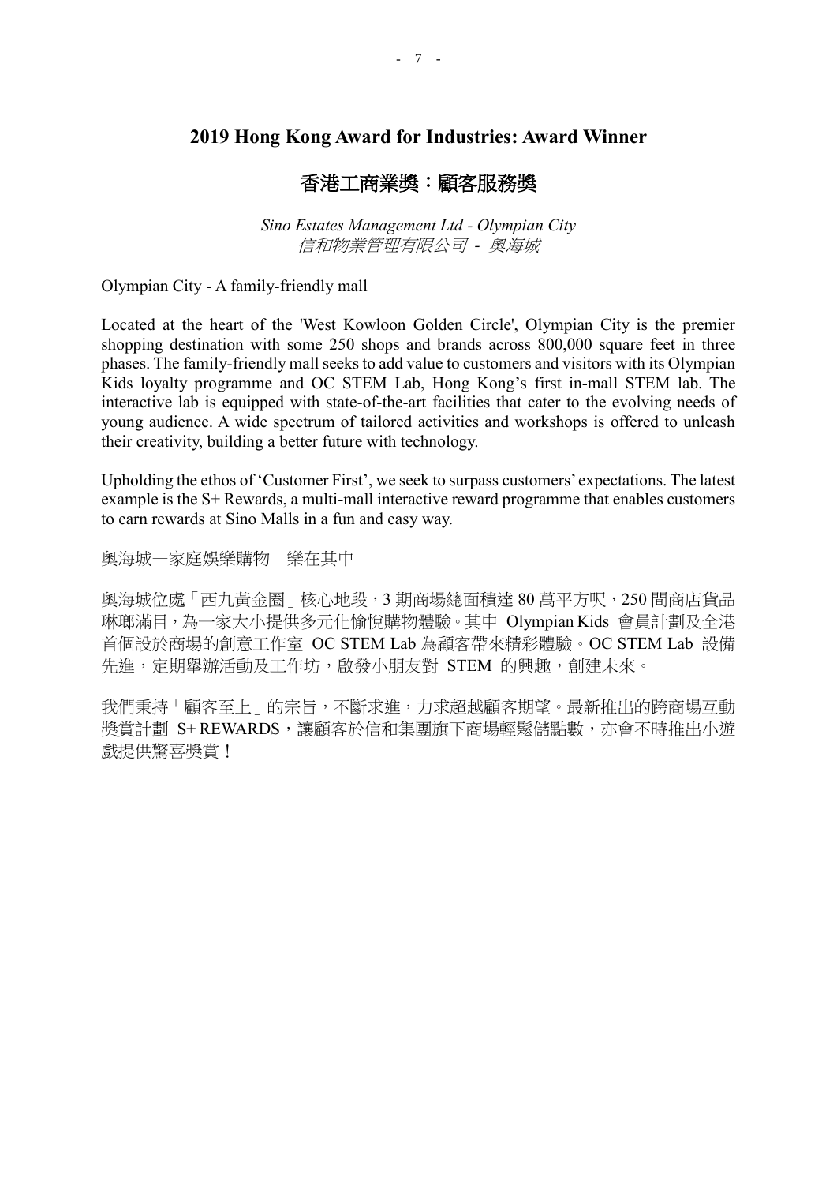## 2019 Hong Kong Award for Industries: Award Winner

## 香港工商業獎：顧客服務獎

*Sino Estates Management Ltd - Olympian City*
*信和物業管理有限公司 - 奧海城*

Olympian City - A family-friendly mall

Located at the heart of the 'West Kowloon Golden Circle', Olympian City is the premier shopping destination with some 250 shops and brands across 800,000 square feet in three phases. The family-friendly mall seeks to add value to customers and visitors with its Olympian Kids loyalty programme and OC STEM Lab, Hong Kong's first in-mall STEM lab. The interactive lab is equipped with state-of-the-art facilities that cater to the evolving needs of young audience. A wide spectrum of tailored activities and workshops is offered to unleash their creativity, building a better future with technology.

Upholding the ethos of 'Customer First', we seek to surpass customers' expectations. The latest example is the S+ Rewards, a multi-mall interactive reward programme that enables customers to earn rewards at Sino Malls in a fun and easy way.

奧海城—家庭娛樂購物　樂在其中

奧海城位處「西九黃金圈」核心地段，3 期商場總面積達 80 萬平方呎，250 間商店貨品琳瑯滿目，為一家大小提供多元化愉悅購物體驗。其中 Olympian Kids 會員計劃及全港首個設於商場的創意工作室 OC STEM Lab 為顧客帶來精彩體驗。OC STEM Lab 設備先進，定期舉辦活動及工作坊，啟發小朋友對 STEM 的興趣，創建未來。

我們秉持「顧客至上」的宗旨，不斷求進，力求超越顧客期望。最新推出的跨商場互動獎賞計劃 S+ REWARDS，讓顧客於信和集團旗下商場輕鬆儲點數，亦會不時推出小遊戲提供驚喜獎賞！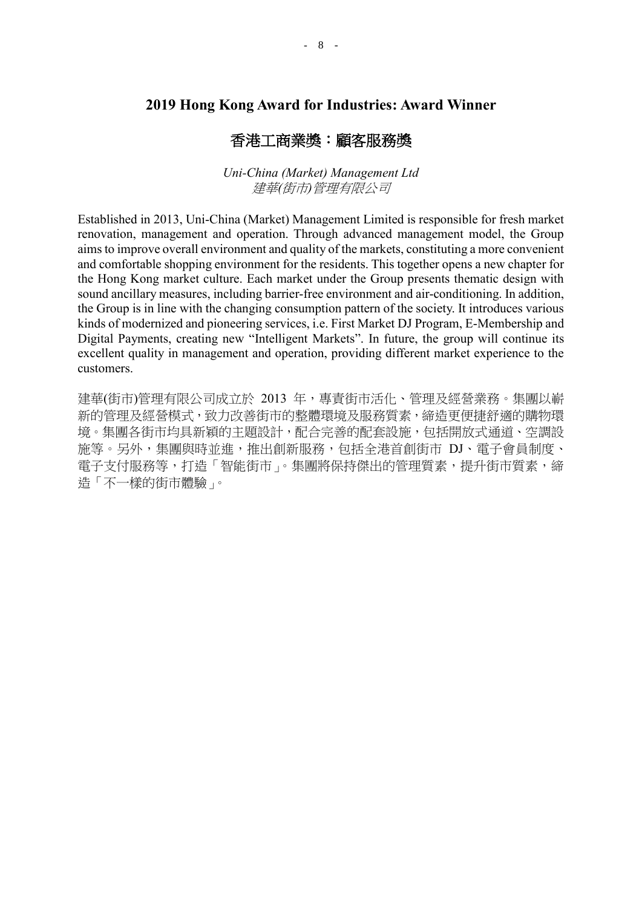## 2019 Hong Kong Award for Industries: Award Winner

## 香港工商業獎：顧客服務獎

*Uni-China (Market) Management Ltd*
*建華(街市)管理有限公司*

Established in 2013, Uni-China (Market) Management Limited is responsible for fresh market renovation, management and operation. Through advanced management model, the Group aims to improve overall environment and quality of the markets, constituting a more convenient and comfortable shopping environment for the residents. This together opens a new chapter for the Hong Kong market culture. Each market under the Group presents thematic design with sound ancillary measures, including barrier-free environment and air-conditioning. In addition, the Group is in line with the changing consumption pattern of the society. It introduces various kinds of modernized and pioneering services, i.e. First Market DJ Program, E-Membership and Digital Payments, creating new "Intelligent Markets". In future, the group will continue its excellent quality in management and operation, providing different market experience to the customers.

建華(街市)管理有限公司成立於 2013 年，專責街市活化、管理及經營業務。集團以嶄新的管理及經營模式，致力改善街市的整體環境及服務質素，締造更便捷舒適的購物環境。集團各街市均具新穎的主題設計，配合完善的配套設施，包括開放式通道、空調設施等。另外，集團與時並進，推出創新服務，包括全港首創街市 DJ、電子會員制度、電子支付服務等，打造「智能街市」。集團將保持傑出的管理質素，提升街市質素，締造「不一樣的街市體驗」。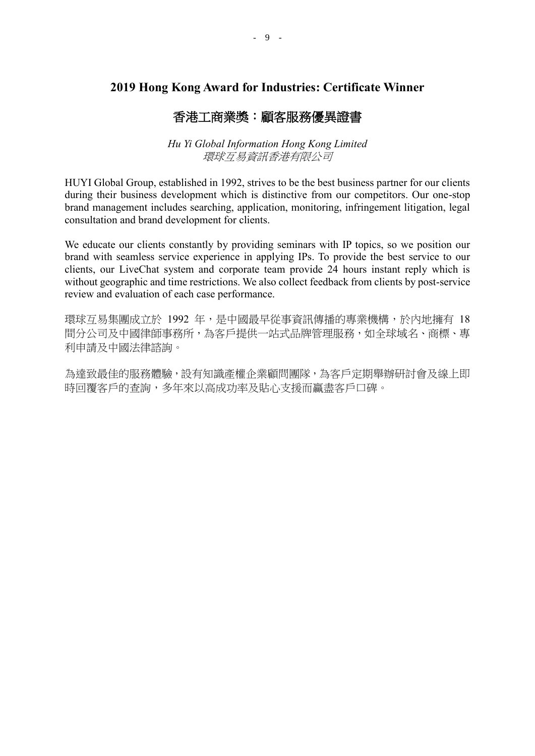## 2019 Hong Kong Award for Industries: Certificate Winner

## 香港工商業獎：顧客服務優異證書

*Hu Yi Global Information Hong Kong Limited*
*環球互易資訊香港有限公司*

HUYI Global Group, established in 1992, strives to be the best business partner for our clients during their business development which is distinctive from our competitors. Our one-stop brand management includes searching, application, monitoring, infringement litigation, legal consultation and brand development for clients.

We educate our clients constantly by providing seminars with IP topics, so we position our brand with seamless service experience in applying IPs. To provide the best service to our clients, our LiveChat system and corporate team provide 24 hours instant reply which is without geographic and time restrictions. We also collect feedback from clients by post-service review and evaluation of each case performance.

環球互易集團成立於 1992 年，是中國最早從事資訊傳播的專業機構，於內地擁有 18 間分公司及中國律師事務所，為客戶提供一站式品牌管理服務，如全球域名、商標、專利申請及中國法律諮詢。

為達致最佳的服務體驗，設有知識產權企業顧問團隊，為客戶定期舉辦研討會及線上即時回覆客戶的查詢，多年來以高成功率及貼心支援而贏盡客戶口碑。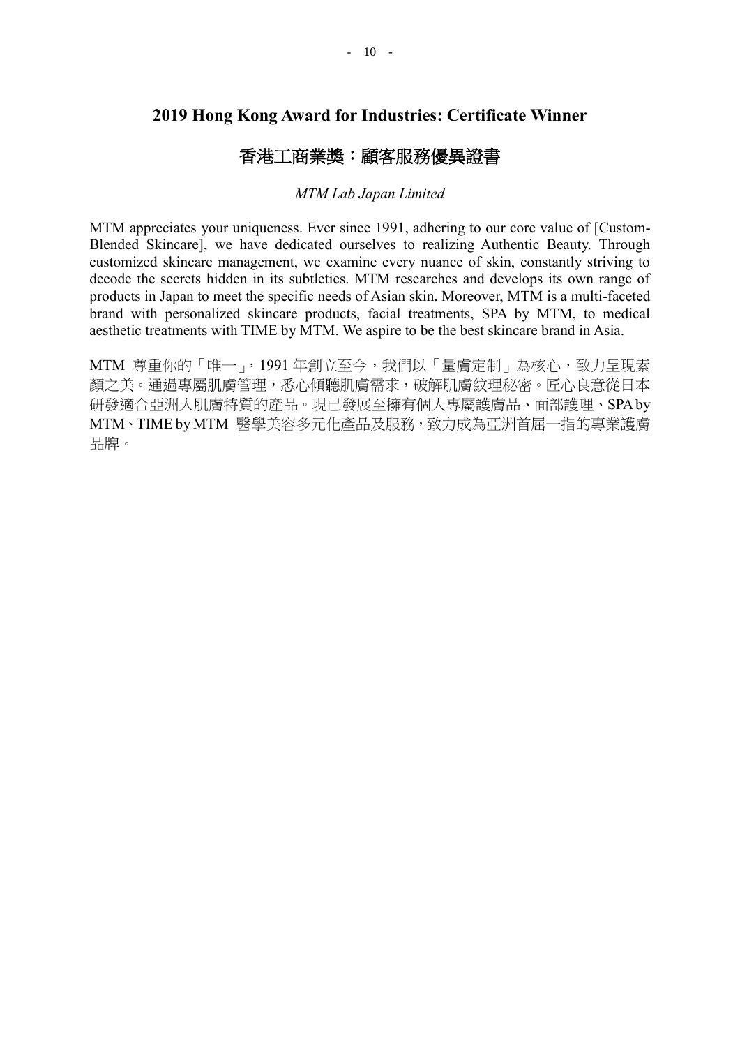## 2019 Hong Kong Award for Industries: Certificate Winner

## 香港工商業獎：顧客服務優異證書

*MTM Lab Japan Limited*

MTM appreciates your uniqueness. Ever since 1991, adhering to our core value of [Custom-Blended Skincare], we have dedicated ourselves to realizing Authentic Beauty. Through customized skincare management, we examine every nuance of skin, constantly striving to decode the secrets hidden in its subtleties. MTM researches and develops its own range of products in Japan to meet the specific needs of Asian skin. Moreover, MTM is a multi-faceted brand with personalized skincare products, facial treatments, SPA by MTM, to medical aesthetic treatments with TIME by MTM. We aspire to be the best skincare brand in Asia.

MTM 尊重你的「唯一」，1991 年創立至今，我們以「量膚定制」為核心，致力呈現素顏之美。通過專屬肌膚管理，悉心傾聽肌膚需求，破解肌膚紋理秘密。匠心良意從日本研發適合亞洲人肌膚特質的產品。現已發展至擁有個人專屬護膚品、面部護理、SPA by MTM、TIME by MTM 醫學美容多元化產品及服務，致力成為亞洲首屈一指的專業護膚品牌。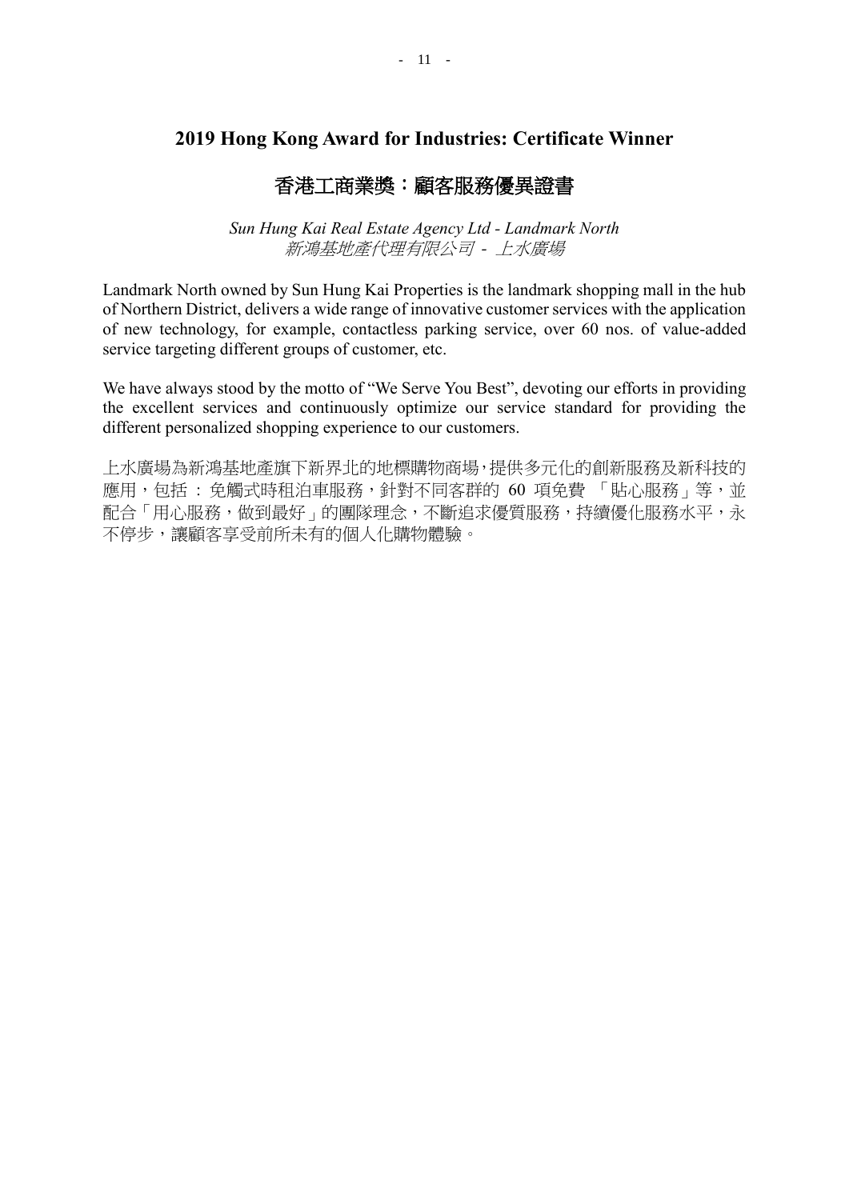## 2019 Hong Kong Award for Industries: Certificate Winner

## 香港工商業獎：顧客服務優異證書

*Sun Hung Kai Real Estate Agency Ltd - Landmark North*
*新鴻基地產代理有限公司 - 上水廣場*

Landmark North owned by Sun Hung Kai Properties is the landmark shopping mall in the hub of Northern District, delivers a wide range of innovative customer services with the application of new technology, for example, contactless parking service, over 60 nos. of value-added service targeting different groups of customer, etc.

We have always stood by the motto of "We Serve You Best", devoting our efforts in providing the excellent services and continuously optimize our service standard for providing the different personalized shopping experience to our customers.

上水廣場為新鴻基地產旗下新界北的地標購物商場，提供多元化的創新服務及新科技的應用，包括：免觸式時租泊車服務，針對不同客群的 60 項免費「貼心服務」等，並配合「用心服務，做到最好」的團隊理念，不斷追求優質服務，持續優化服務水平，永不停步，讓顧客享受前所未有的個人化購物體驗。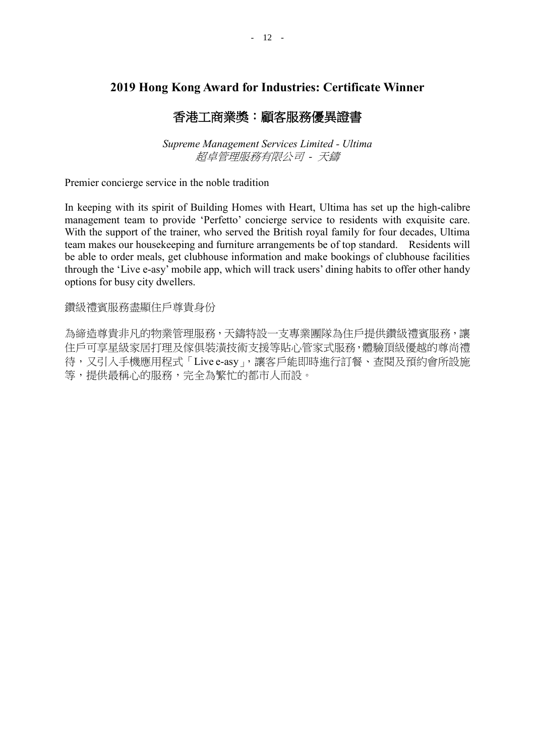## 2019 Hong Kong Award for Industries: Certificate Winner

## 香港工商業獎：顧客服務優異證書

*Supreme Management Services Limited - Ultima*
*超卓管理服務有限公司 - 天鑄*

Premier concierge service in the noble tradition

In keeping with its spirit of Building Homes with Heart, Ultima has set up the high-calibre management team to provide 'Perfetto' concierge service to residents with exquisite care. With the support of the trainer, who served the British royal family for four decades, Ultima team makes our housekeeping and furniture arrangements be of top standard. Residents will be able to order meals, get clubhouse information and make bookings of clubhouse facilities through the 'Live e-asy' mobile app, which will track users' dining habits to offer other handy options for busy city dwellers.

鑽級禮賓服務盡顯住戶尊貴身份

為締造尊貴非凡的物業管理服務，天鑄特設一支專業團隊為住戶提供鑽級禮賓服務，讓住戶可享星級家居打理及傢俱裝潢技術支援等貼心管家式服務，體驗頂級優越的尊尚禮待，又引入手機應用程式「Live e-asy」，讓客戶能即時進行訂餐、查閱及預約會所設施等，提供最稱心的服務，完全為繁忙的都市人而設。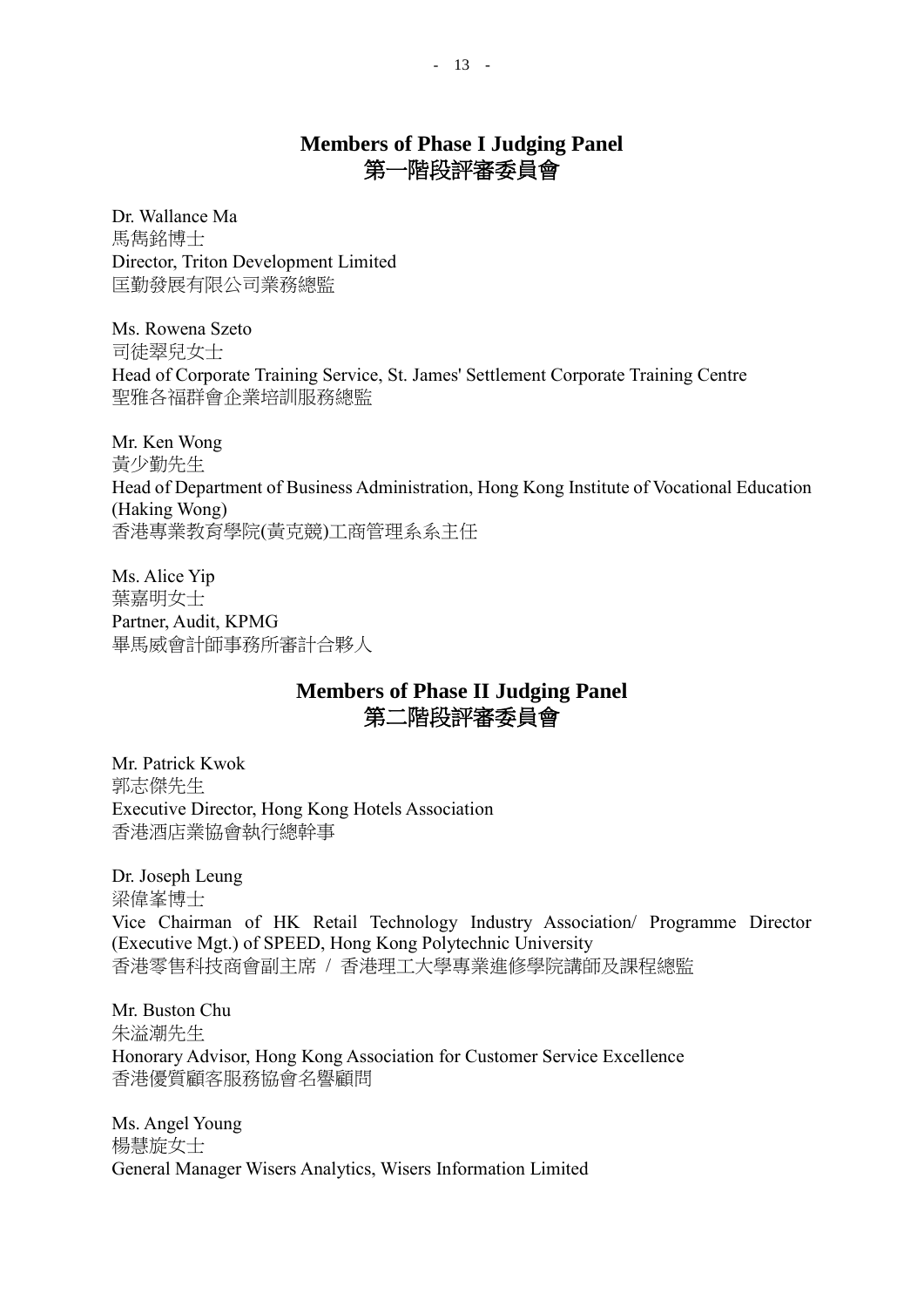## Members of Phase I Judging Panel
## 第一階段評審委員會

Dr. Wallance Ma
馬雋銘博士
Director, Triton Development Limited
匡勤發展有限公司業務總監

Ms. Rowena Szeto
司徒翠兒女士
Head of Corporate Training Service, St. James' Settlement Corporate Training Centre
聖雅各福群會企業培訓服務總監

Mr. Ken Wong
黃少勤先生
Head of Department of Business Administration, Hong Kong Institute of Vocational Education (Haking Wong)
香港專業教育學院(黃克競)工商管理系系主任

Ms. Alice Yip
葉嘉明女士
Partner, Audit, KPMG
畢馬威會計師事務所審計合夥人

## Members of Phase II Judging Panel
## 第二階段評審委員會

Mr. Patrick Kwok
郭志傑先生
Executive Director, Hong Kong Hotels Association
香港酒店業協會執行總幹事

Dr. Joseph Leung
梁偉峯博士
Vice Chairman of HK Retail Technology Industry Association/ Programme Director (Executive Mgt.) of SPEED, Hong Kong Polytechnic University
香港零售科技商會副主席 / 香港理工大學專業進修學院講師及課程總監

Mr. Buston Chu
朱溢潮先生
Honorary Advisor, Hong Kong Association for Customer Service Excellence
香港優質顧客服務協會名譽顧問

Ms. Angel Young
楊慧旋女士
General Manager Wisers Analytics, Wisers Information Limited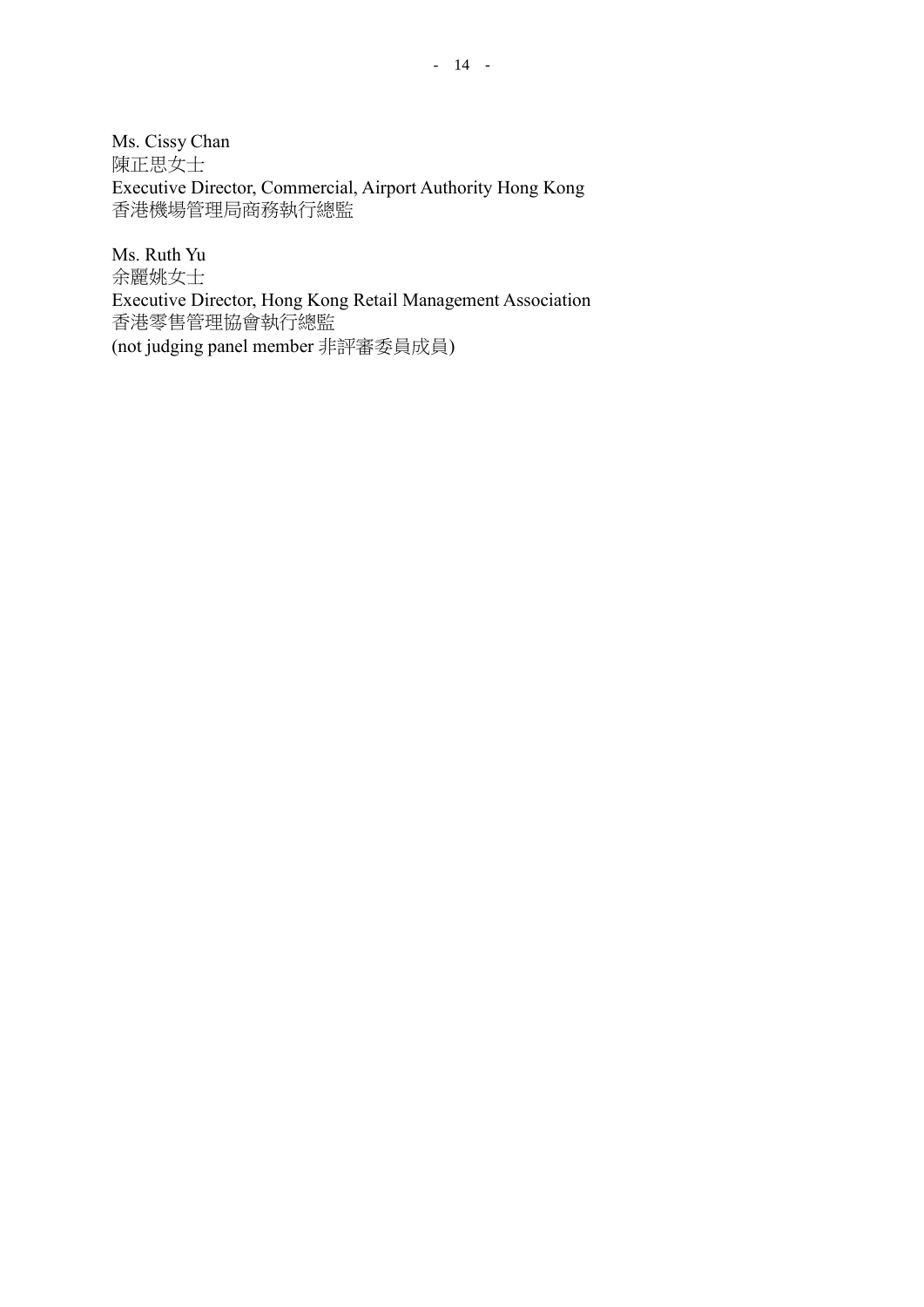Ms. Cissy Chan
陳正思女士
Executive Director, Commercial, Airport Authority Hong Kong
香港機場管理局商務執行總監

Ms. Ruth Yu
余麗姚女士
Executive Director, Hong Kong Retail Management Association
香港零售管理協會執行總監
(not judging panel member 非評審委員成員)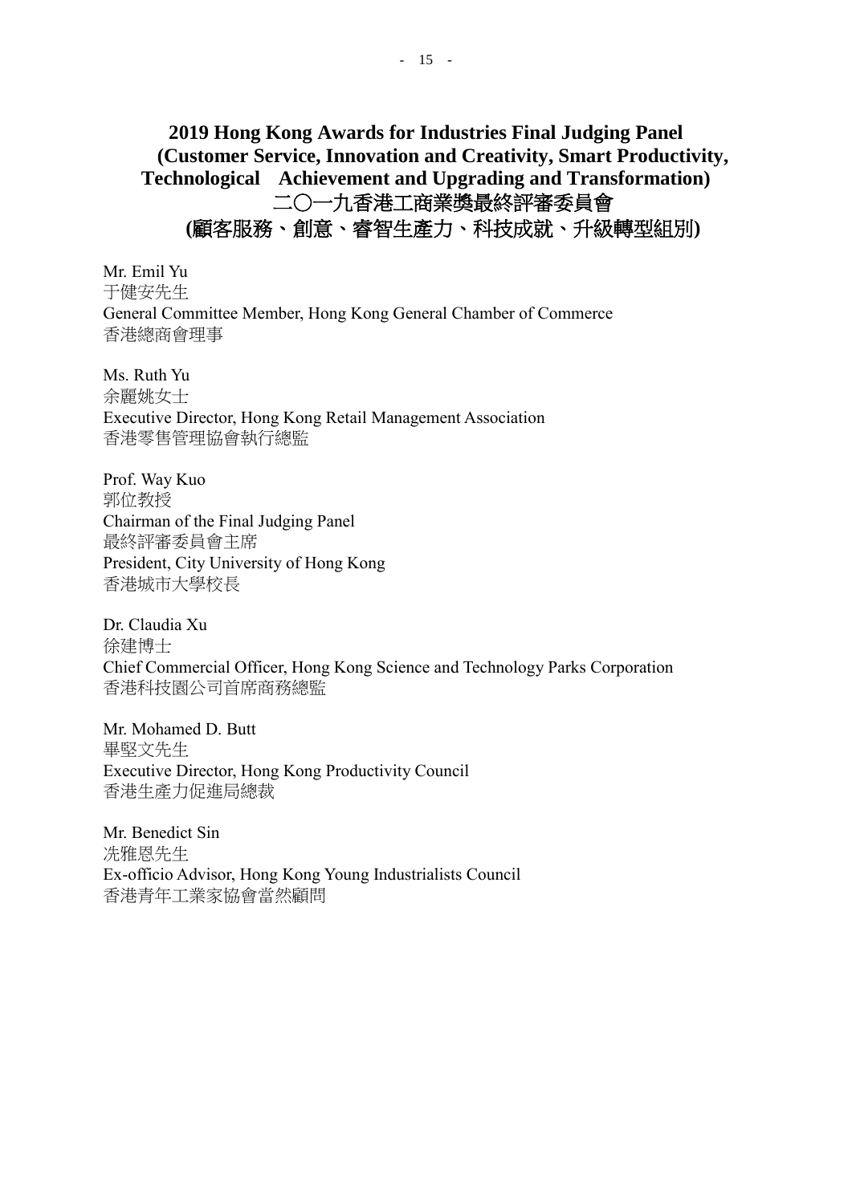## 2019 Hong Kong Awards for Industries Final Judging Panel (Customer Service, Innovation and Creativity, Smart Productivity, Technological Achievement and Upgrading and Transformation)

## 二〇一九香港工商業獎最終評審委員會 (顧客服務、創意、睿智生產力、科技成就、升級轉型組別)

Mr. Emil Yu
于健安先生
General Committee Member, Hong Kong General Chamber of Commerce
香港總商會理事

Ms. Ruth Yu
余麗姚女士
Executive Director, Hong Kong Retail Management Association
香港零售管理協會執行總監

Prof. Way Kuo
郭位教授
Chairman of the Final Judging Panel
最終評審委員會主席
President, City University of Hong Kong
香港城市大學校長

Dr. Claudia Xu
徐建博士
Chief Commercial Officer, Hong Kong Science and Technology Parks Corporation
香港科技園公司首席商務總監

Mr. Mohamed D. Butt
畢堅文先生
Executive Director, Hong Kong Productivity Council
香港生產力促進局總裁

Mr. Benedict Sin
冼雅恩先生
Ex-officio Advisor, Hong Kong Young Industrialists Council
香港青年工業家協會當然顧問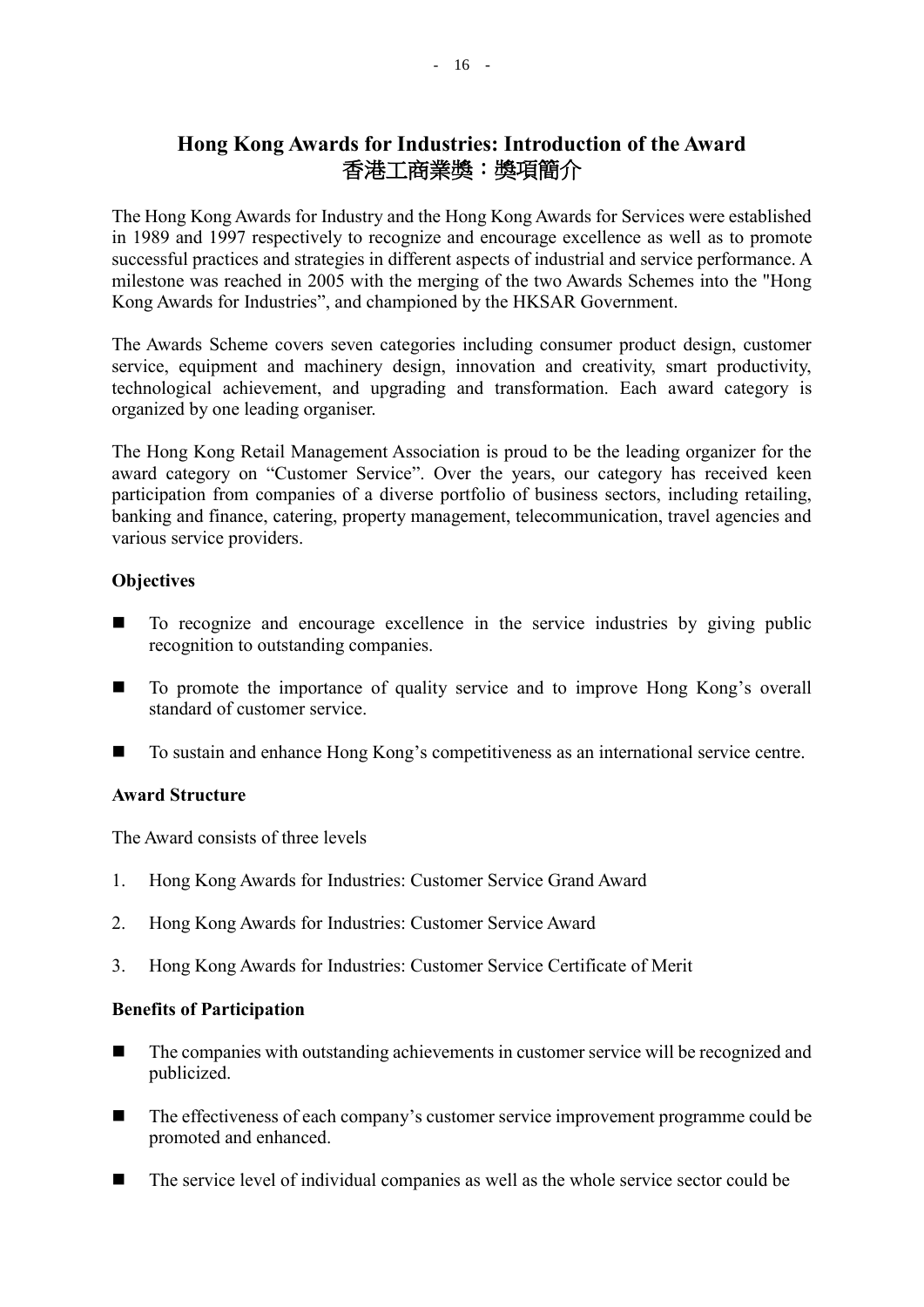# Hong Kong Awards for Industries: Introduction of the Award
# 香港工商業獎：獎項簡介

The Hong Kong Awards for Industry and the Hong Kong Awards for Services were established in 1989 and 1997 respectively to recognize and encourage excellence as well as to promote successful practices and strategies in different aspects of industrial and service performance. A milestone was reached in 2005 with the merging of the two Awards Schemes into the "Hong Kong Awards for Industries", and championed by the HKSAR Government.

The Awards Scheme covers seven categories including consumer product design, customer service, equipment and machinery design, innovation and creativity, smart productivity, technological achievement, and upgrading and transformation. Each award category is organized by one leading organiser.

The Hong Kong Retail Management Association is proud to be the leading organizer for the award category on "Customer Service". Over the years, our category has received keen participation from companies of a diverse portfolio of business sectors, including retailing, banking and finance, catering, property management, telecommunication, travel agencies and various service providers.

**Objectives**

- To recognize and encourage excellence in the service industries by giving public recognition to outstanding companies.
- To promote the importance of quality service and to improve Hong Kong's overall standard of customer service.
- To sustain and enhance Hong Kong's competitiveness as an international service centre.

**Award Structure**

The Award consists of three levels

1. Hong Kong Awards for Industries: Customer Service Grand Award
2. Hong Kong Awards for Industries: Customer Service Award
3. Hong Kong Awards for Industries: Customer Service Certificate of Merit

**Benefits of Participation**

- The companies with outstanding achievements in customer service will be recognized and publicized.
- The effectiveness of each company's customer service improvement programme could be promoted and enhanced.
- The service level of individual companies as well as the whole service sector could be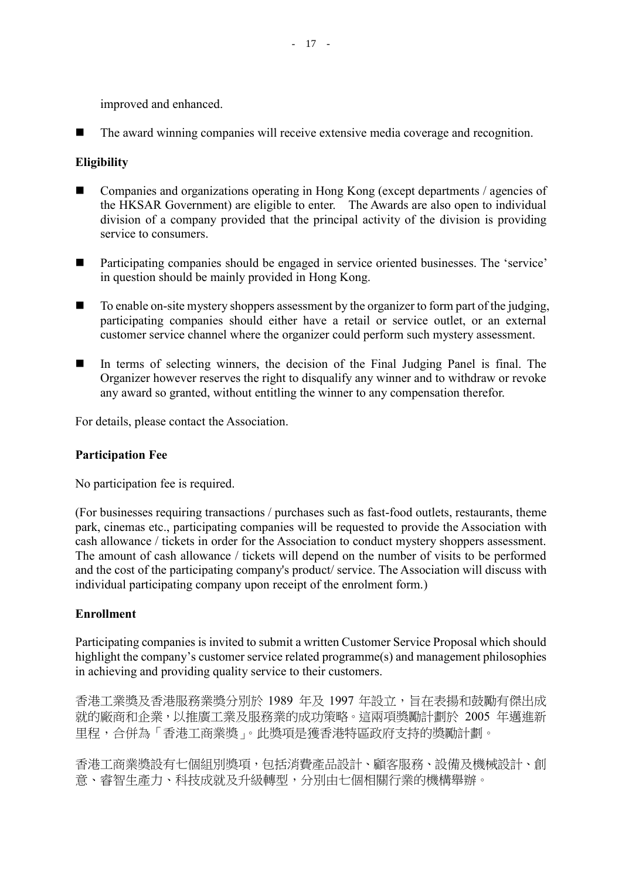improved and enhanced.

- The award winning companies will receive extensive media coverage and recognition.

**Eligibility**

- Companies and organizations operating in Hong Kong (except departments / agencies of the HKSAR Government) are eligible to enter. The Awards are also open to individual division of a company provided that the principal activity of the division is providing service to consumers.
- Participating companies should be engaged in service oriented businesses. The 'service' in question should be mainly provided in Hong Kong.
- To enable on-site mystery shoppers assessment by the organizer to form part of the judging, participating companies should either have a retail or service outlet, or an external customer service channel where the organizer could perform such mystery assessment.
- In terms of selecting winners, the decision of the Final Judging Panel is final. The Organizer however reserves the right to disqualify any winner and to withdraw or revoke any award so granted, without entitling the winner to any compensation therefor.

For details, please contact the Association.

**Participation Fee**

No participation fee is required.

(For businesses requiring transactions / purchases such as fast-food outlets, restaurants, theme park, cinemas etc., participating companies will be requested to provide the Association with cash allowance / tickets in order for the Association to conduct mystery shoppers assessment. The amount of cash allowance / tickets will depend on the number of visits to be performed and the cost of the participating company's product/ service. The Association will discuss with individual participating company upon receipt of the enrolment form.)

**Enrollment**

Participating companies is invited to submit a written Customer Service Proposal which should highlight the company's customer service related programme(s) and management philosophies in achieving and providing quality service to their customers.

香港工業獎及香港服務業獎分別於 1989 年及 1997 年設立，旨在表揚和鼓勵有傑出成就的廠商和企業，以推廣工業及服務業的成功策略。這兩項獎勵計劃於 2005 年邁進新里程，合併為「香港工商業獎」。此獎項是獲香港特區政府支持的獎勵計劃。

香港工商業獎設有七個組別獎項，包括消費產品設計、顧客服務、設備及機械設計、創意、睿智生產力、科技成就及升級轉型，分別由七個相關行業的機構舉辦。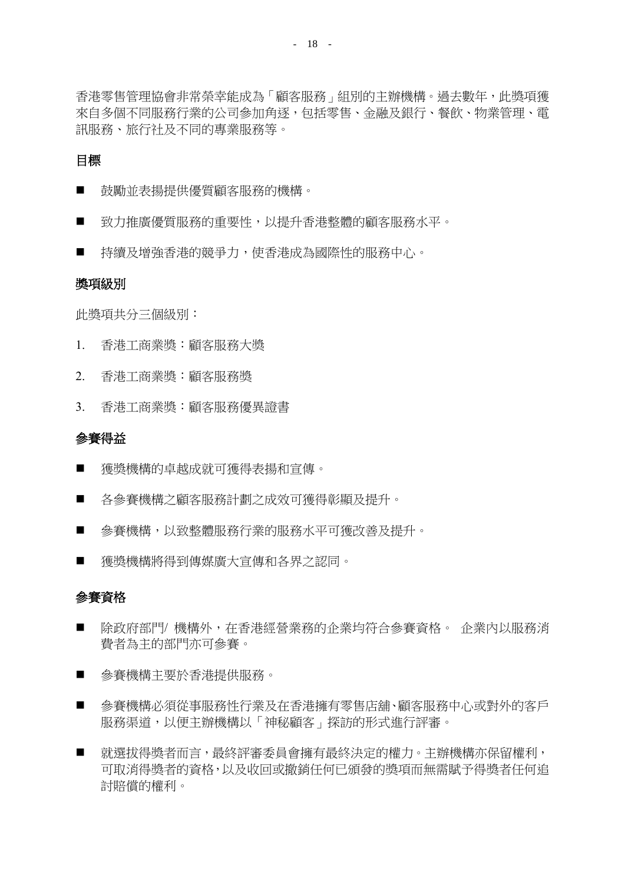香港零售管理協會非常榮幸能成為「顧客服務」組別的主辦機構。過去數年，此獎項獲來自多個不同服務行業的公司參加角逐，包括零售、金融及銀行、餐飲、物業管理、電訊服務、旅行社及不同的專業服務等。

## 目標

- 鼓勵並表揚提供優質顧客服務的機構。
- 致力推廣優質服務的重要性，以提升香港整體的顧客服務水平。
- 持續及增強香港的競爭力，使香港成為國際性的服務中心。

## 獎項級別

此獎項共分三個級別：

1. 香港工商業獎：顧客服務大獎
2. 香港工商業獎：顧客服務獎
3. 香港工商業獎：顧客服務優異證書

## 參賽得益

- 獲獎機構的卓越成就可獲得表揚和宣傳。
- 各參賽機構之顧客服務計劃之成效可獲得彰顯及提升。
- 參賽機構，以致整體服務行業的服務水平可獲改善及提升。
- 獲獎機構將得到傳媒廣大宣傳和各界之認同。

## 參賽資格

- 除政府部門/ 機構外，在香港經營業務的企業均符合參賽資格。 企業內以服務消費者為主的部門亦可參賽。
- 參賽機構主要於香港提供服務。
- 參賽機構必須從事服務性行業及在香港擁有零售店舖、顧客服務中心或對外的客戶服務渠道，以便主辦機構以「神秘顧客」探訪的形式進行評審。
- 就選拔得獎者而言，最終評審委員會擁有最終決定的權力。主辦機構亦保留權利，可取消得獎者的資格，以及收回或撤銷任何已頒發的獎項而無需賦予得獎者任何追討賠償的權利。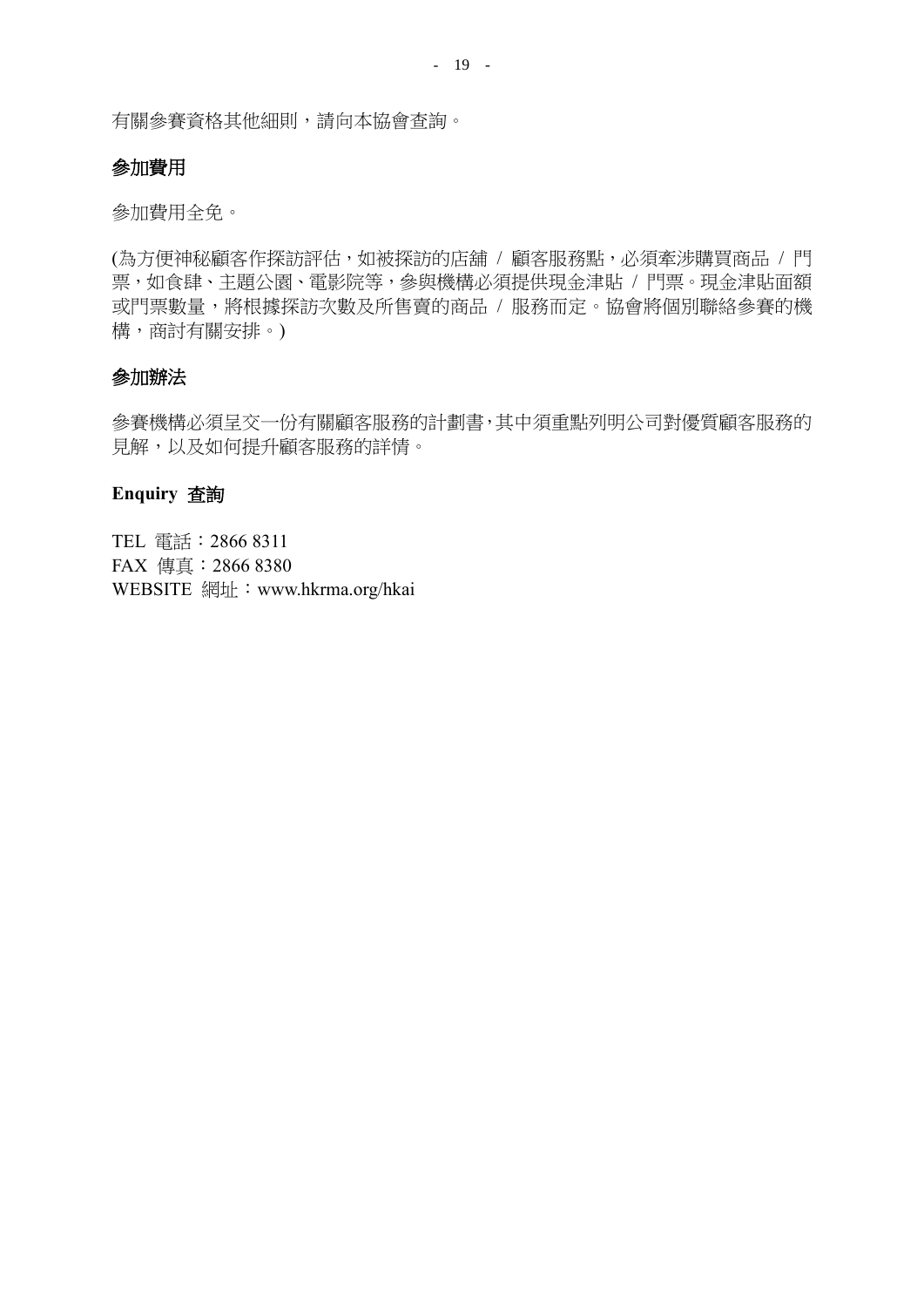有關參賽資格其他細則，請向本協會查詢。

## 參加費用

參加費用全免。

(為方便神秘顧客作採訪評估，如被採訪的店舖 / 顧客服務點，必須牽涉購買商品 / 門票，如食肆、主題公園、電影院等，參與機構必須提供現金津貼 / 門票。現金津貼面額或門票數量，將根據採訪次數及所售賣的商品 / 服務而定。協會將個別聯絡參賽的機構，商討有關安排。)

## 參加辦法

參賽機構必須呈交一份有關顧客服務的計劃書，其中須重點列明公司對優質顧客服務的見解，以及如何提升顧客服務的詳情。

## Enquiry 查詢

TEL 電話：2866 8311
FAX 傳真：2866 8380
WEBSITE 網址：www.hkrma.org/hkai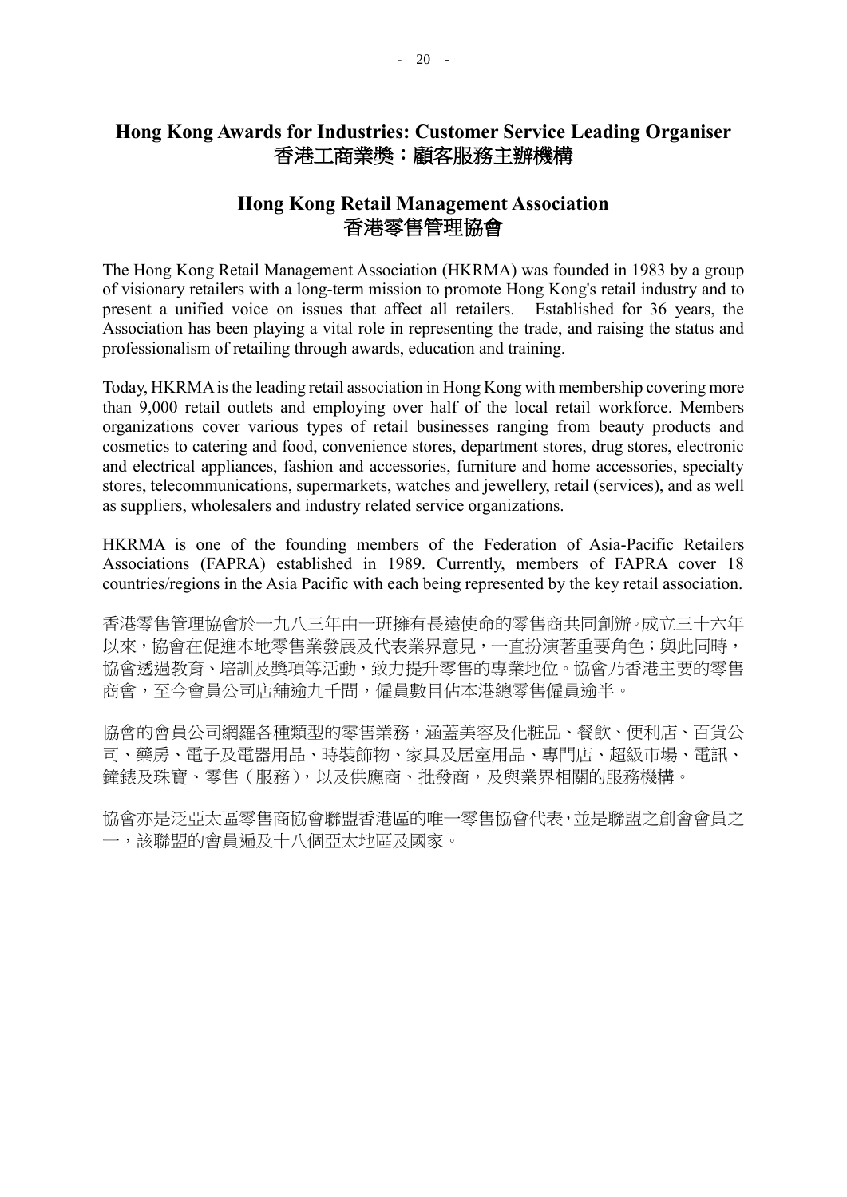# Hong Kong Awards for Industries: Customer Service Leading Organiser
# 香港工商業獎：顧客服務主辦機構

## Hong Kong Retail Management Association
## 香港零售管理協會

The Hong Kong Retail Management Association (HKRMA) was founded in 1983 by a group of visionary retailers with a long-term mission to promote Hong Kong's retail industry and to present a unified voice on issues that affect all retailers. Established for 36 years, the Association has been playing a vital role in representing the trade, and raising the status and professionalism of retailing through awards, education and training.

Today, HKRMA is the leading retail association in Hong Kong with membership covering more than 9,000 retail outlets and employing over half of the local retail workforce. Members organizations cover various types of retail businesses ranging from beauty products and cosmetics to catering and food, convenience stores, department stores, drug stores, electronic and electrical appliances, fashion and accessories, furniture and home accessories, specialty stores, telecommunications, supermarkets, watches and jewellery, retail (services), and as well as suppliers, wholesalers and industry related service organizations.

HKRMA is one of the founding members of the Federation of Asia-Pacific Retailers Associations (FAPRA) established in 1989. Currently, members of FAPRA cover 18 countries/regions in the Asia Pacific with each being represented by the key retail association.

香港零售管理協會於一九八三年由一班擁有長遠使命的零售商共同創辦。成立三十六年以來，協會在促進本地零售業發展及代表業界意見，一直扮演著重要角色；與此同時，協會透過教育、培訓及獎項等活動，致力提升零售的專業地位。協會乃香港主要的零售商會，至今會員公司店舖逾九千間，僱員數目佔本港總零售僱員逾半。

協會的會員公司網羅各種類型的零售業務，涵蓋美容及化粧品、餐飲、便利店、百貨公司、藥房、電子及電器用品、時裝飾物、家具及居室用品、專門店、超級市場、電訊、鐘錶及珠寶、零售（服務），以及供應商、批發商，及與業界相關的服務機構。

協會亦是泛亞太區零售商協會聯盟香港區的唯一零售協會代表，並是聯盟之創會會員之一，該聯盟的會員遍及十八個亞太地區及國家。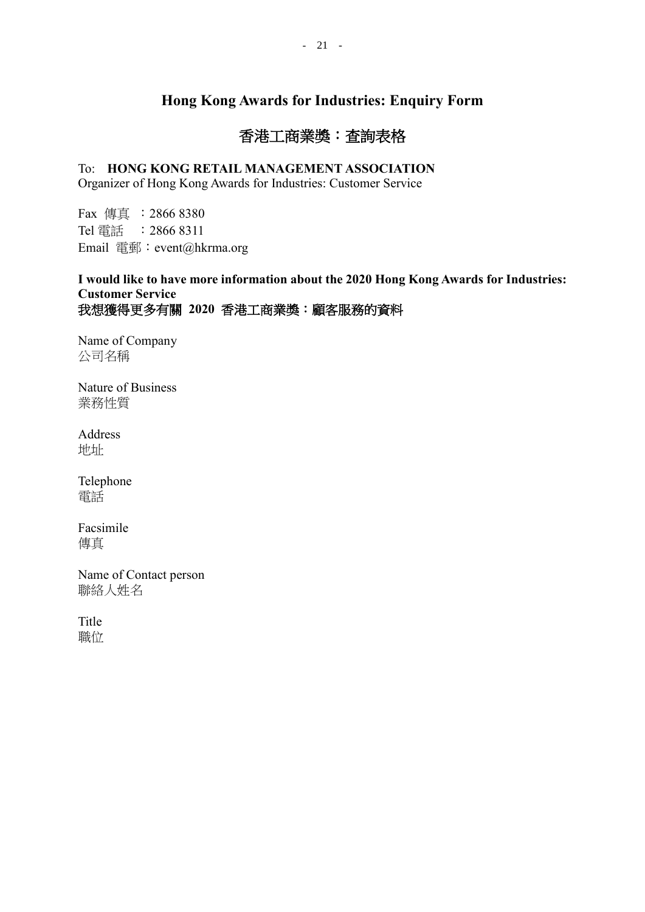# Hong Kong Awards for Industries: Enquiry Form

# 香港工商業獎：查詢表格

To: **HONG KONG RETAIL MANAGEMENT ASSOCIATION**
Organizer of Hong Kong Awards for Industries: Customer Service

Fax 傳真 ：2866 8380
Tel 電話 ：2866 8311
Email 電郵：event@hkrma.org

**I would like to have more information about the 2020 Hong Kong Awards for Industries: Customer Service**
**我想獲得更多有關 2020 香港工商業獎：顧客服務的資料**

Name of Company
公司名稱

Nature of Business
業務性質

Address
地址

Telephone
電話

Facsimile
傳真

Name of Contact person
聯絡人姓名

Title
職位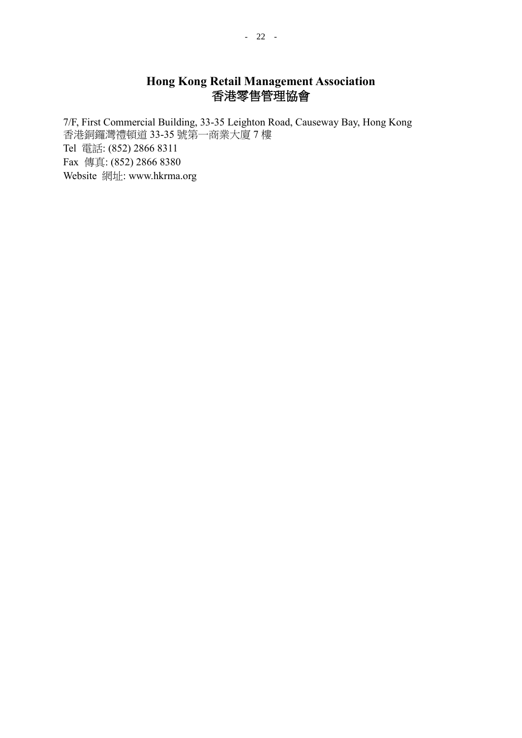# Hong Kong Retail Management Association
# 香港零售管理協會

7/F, First Commercial Building, 33-35 Leighton Road, Causeway Bay, Hong Kong  
香港銅鑼灣禮頓道 33-35 號第一商業大廈 7 樓  
Tel 電話: (852) 2866 8311  
Fax 傳真: (852) 2866 8380  
Website 網址: www.hkrma.org